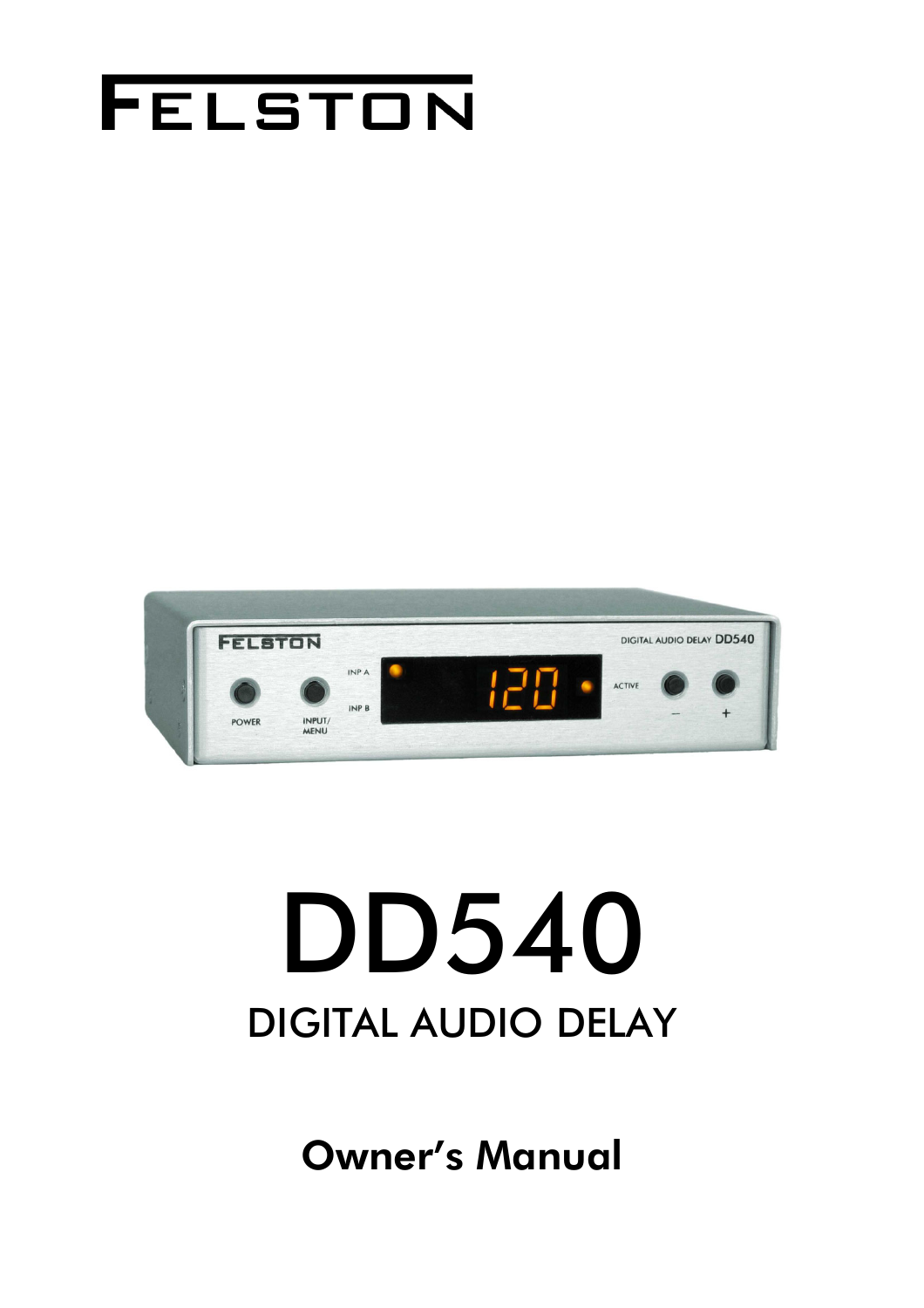# FELSTON

# DD540

## DIGITAL AUDIO DELAY

**Owner's Manual**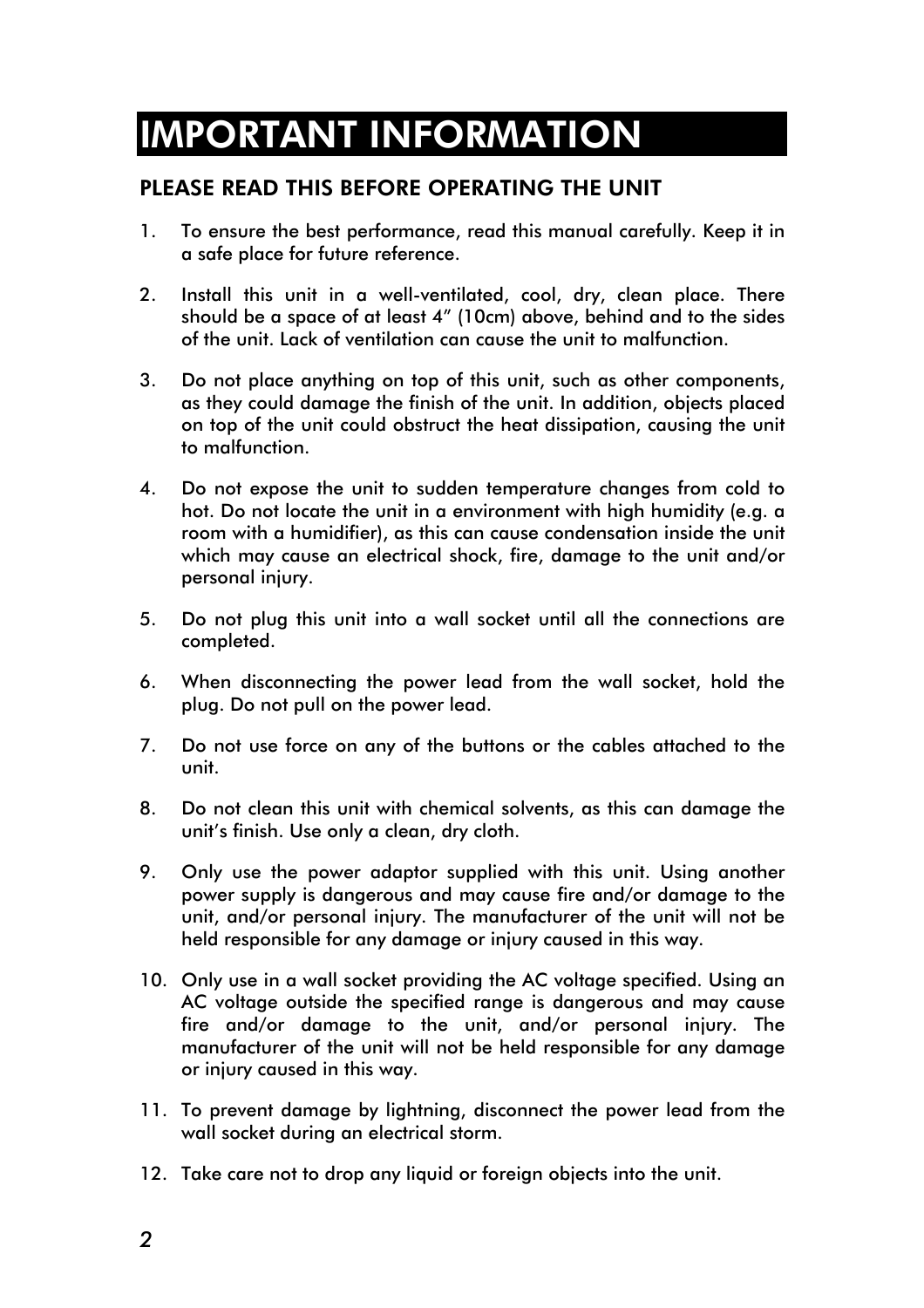# IMPORTANT INFORMATION

## PLEASE READ THIS BEFORE OPERATING THE UNIT

1. To ensure the best performance, read this manual carefully. Keep it in a safe place for future reference.

2. Install this unit in a well-ventilated, cool, dry, clean place. There should be a space of at least 4" (10cm) above, behind and to the sides of the unit. Lack of ventilation can cause the unit to malfunction.

3. Do not place anything on top of this unit, such as other components, as they could damage the finish of the unit. In addition, objects placed on top of the unit could obstruct the heat dissipation, causing the unit to malfunction.

4. Do not expose the unit to sudden temperature changes from cold to hot. Do not locate the unit in a environment with high humidity (e.g. a room with a humidifier), as this can cause condensation inside the unit which may cause an electrical shock, fire, damage to the unit and/or personal injury.

5. Do not plug this unit into a wall socket until all the connections are completed.

6. When disconnecting the power lead from the wall socket, hold the plug. Do not pull on the power lead.

7. Do not use force on any of the buttons or the cables attached to the unit.

8. Do not clean this unit with chemical solvents, as this can damage the unit's finish. Use only a clean, dry cloth.

9. Only use the power adaptor supplied with this unit. Using another power supply is dangerous and may cause fire and/or damage to the unit, and/or personal injury. The manufacturer of the unit will not be held responsible for any damage or injury caused in this way.

10. Only use in a wall socket providing the AC voltage specified. Using an AC voltage outside the specified range is dangerous and may cause fire and/or damage to the unit, and/or personal injury. The manufacturer of the unit will not be held responsible for any damage or injury caused in this way.

11. To prevent damage by lightning, disconnect the power lead from the wall socket during an electrical storm.

12. Take care not to drop any liquid or foreign objects into the unit.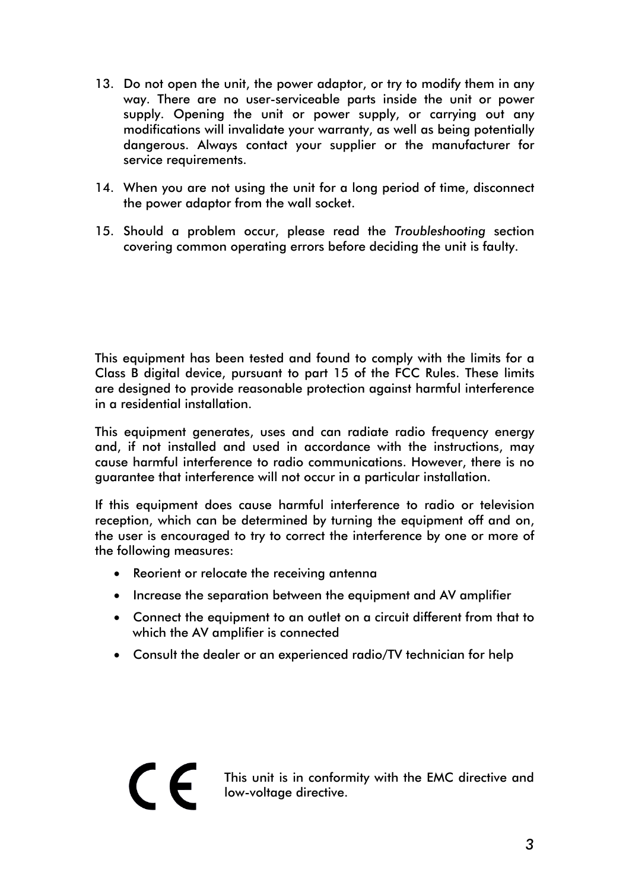13. Do not open the unit, the power adaptor, or try to modify them in any way. There are no user-serviceable parts inside the unit or power supply. Opening the unit or power supply, or carrying out any modifications will invalidate your warranty, as well as being potentially dangerous. Always contact your supplier or the manufacturer for service requirements.

14. When you are not using the unit for a long period of time, disconnect the power adaptor from the wall socket.

15. Should a problem occur, please read the *Troubleshooting* section covering common operating errors before deciding the unit is faulty.

This equipment has been tested and found to comply with the limits for a Class B digital device, pursuant to part 15 of the FCC Rules. These limits are designed to provide reasonable protection against harmful interference in a residential installation.

This equipment generates, uses and can radiate radio frequency energy and, if not installed and used in accordance with the instructions, may cause harmful interference to radio communications. However, there is no guarantee that interference will not occur in a particular installation.

If this equipment does cause harmful interference to radio or television reception, which can be determined by turning the equipment off and on, the user is encouraged to try to correct the interference by one or more of the following measures:

- Reorient or relocate the receiving antenna
- Increase the separation between the equipment and AV amplifier
- Connect the equipment to an outlet on a circuit different from that to which the AV amplifier is connected
- Consult the dealer or an experienced radio/TV technician for help

CE

This unit is in conformity with the EMC directive and low-voltage directive.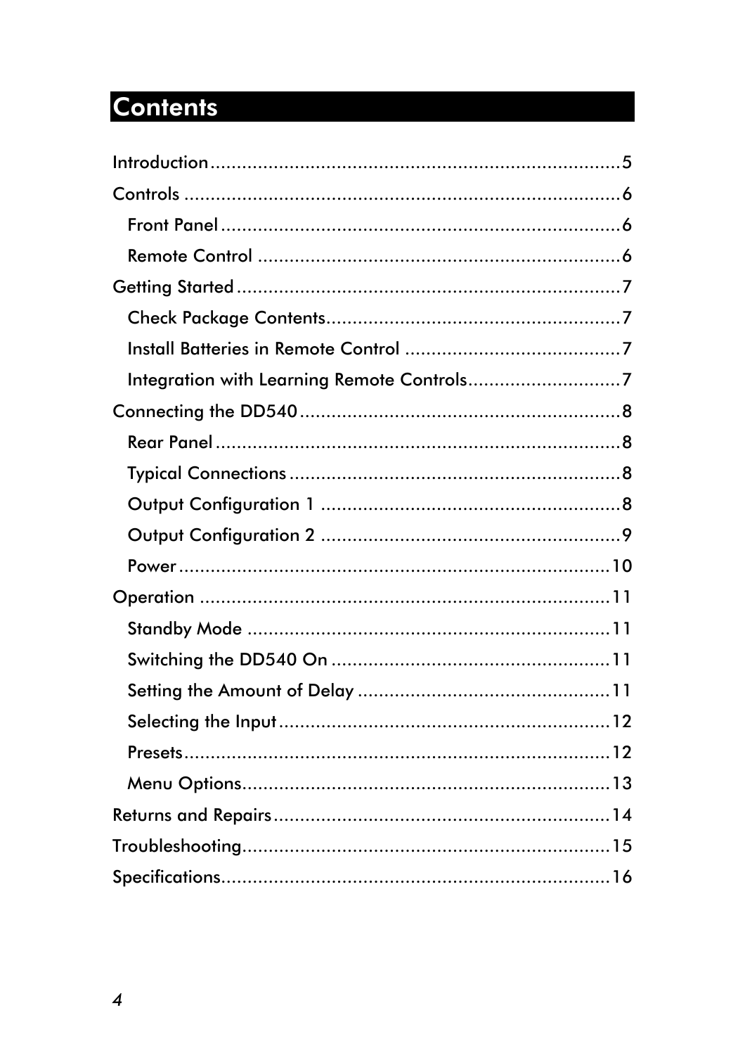# Contents

- Introduction ... 5
- Controls ... 6
  - Front Panel ... 6
  - Remote Control ... 6
- Getting Started ... 7
  - Check Package Contents ... 7
  - Install Batteries in Remote Control ... 7
  - Integration with Learning Remote Controls ... 7
- Connecting the DD540 ... 8
  - Rear Panel ... 8
  - Typical Connections ... 8
  - Output Configuration 1 ... 8
  - Output Configuration 2 ... 9
  - Power ... 10
- Operation ... 11
  - Standby Mode ... 11
  - Switching the DD540 On ... 11
  - Setting the Amount of Delay ... 11
  - Selecting the Input ... 12
  - Presets ... 12
  - Menu Options ... 13
- Returns and Repairs ... 14
- Troubleshooting ... 15
- Specifications ... 16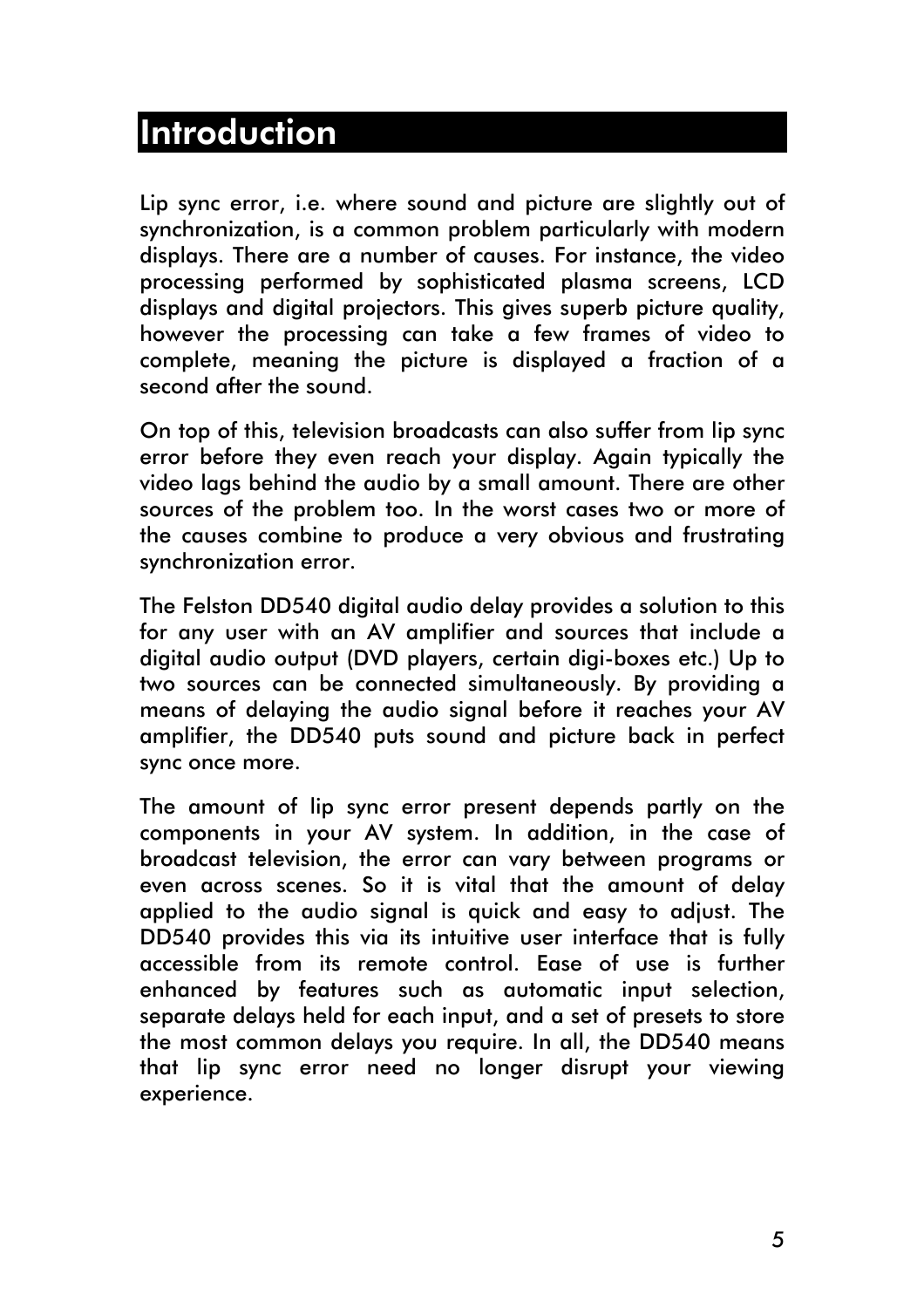# Introduction

Lip sync error, i.e. where sound and picture are slightly out of synchronization, is a common problem particularly with modern displays. There are a number of causes. For instance, the video processing performed by sophisticated plasma screens, LCD displays and digital projectors. This gives superb picture quality, however the processing can take a few frames of video to complete, meaning the picture is displayed a fraction of a second after the sound.

On top of this, television broadcasts can also suffer from lip sync error before they even reach your display. Again typically the video lags behind the audio by a small amount. There are other sources of the problem too. In the worst cases two or more of the causes combine to produce a very obvious and frustrating synchronization error.

The Felston DD540 digital audio delay provides a solution to this for any user with an AV amplifier and sources that include a digital audio output (DVD players, certain digi-boxes etc.) Up to two sources can be connected simultaneously. By providing a means of delaying the audio signal before it reaches your AV amplifier, the DD540 puts sound and picture back in perfect sync once more.

The amount of lip sync error present depends partly on the components in your AV system. In addition, in the case of broadcast television, the error can vary between programs or even across scenes. So it is vital that the amount of delay applied to the audio signal is quick and easy to adjust. The DD540 provides this via its intuitive user interface that is fully accessible from its remote control. Ease of use is further enhanced by features such as automatic input selection, separate delays held for each input, and a set of presets to store the most common delays you require. In all, the DD540 means that lip sync error need no longer disrupt your viewing experience.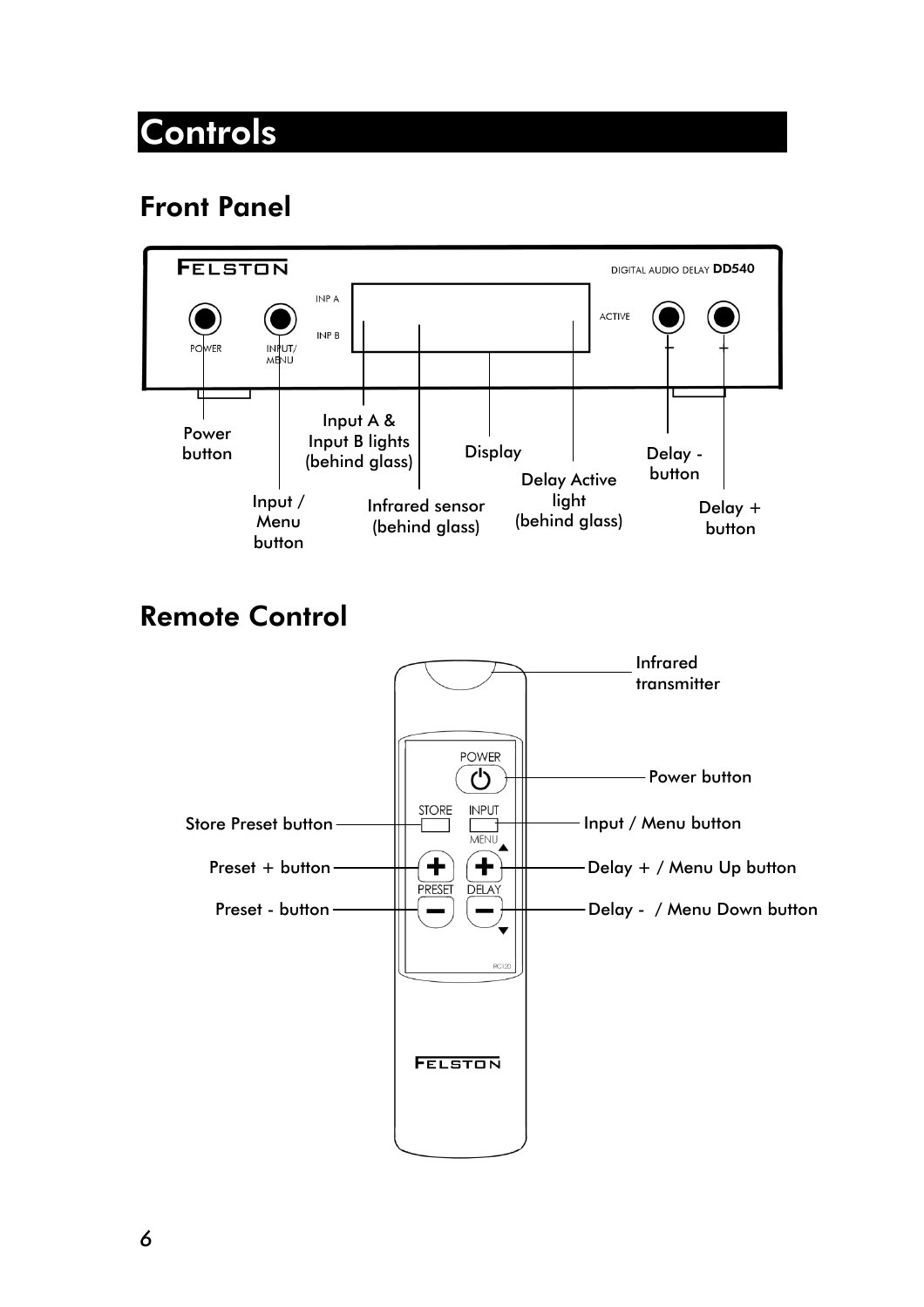# Controls

## Front Panel

FELSTON

DIGITAL AUDIO DELAY **DD540**

- Power button
- Input / Menu button
- Input A & Input B lights (behind glass)
- Infrared sensor (behind glass)
- Display
- Delay Active light (behind glass)
- Delay - button
- Delay + button

## Remote Control

- Infrared transmitter
- Power button
- Store Preset button
- Input / Menu button
- Preset + button
- Delay + / Menu Up button
- Preset - button
- Delay - / Menu Down button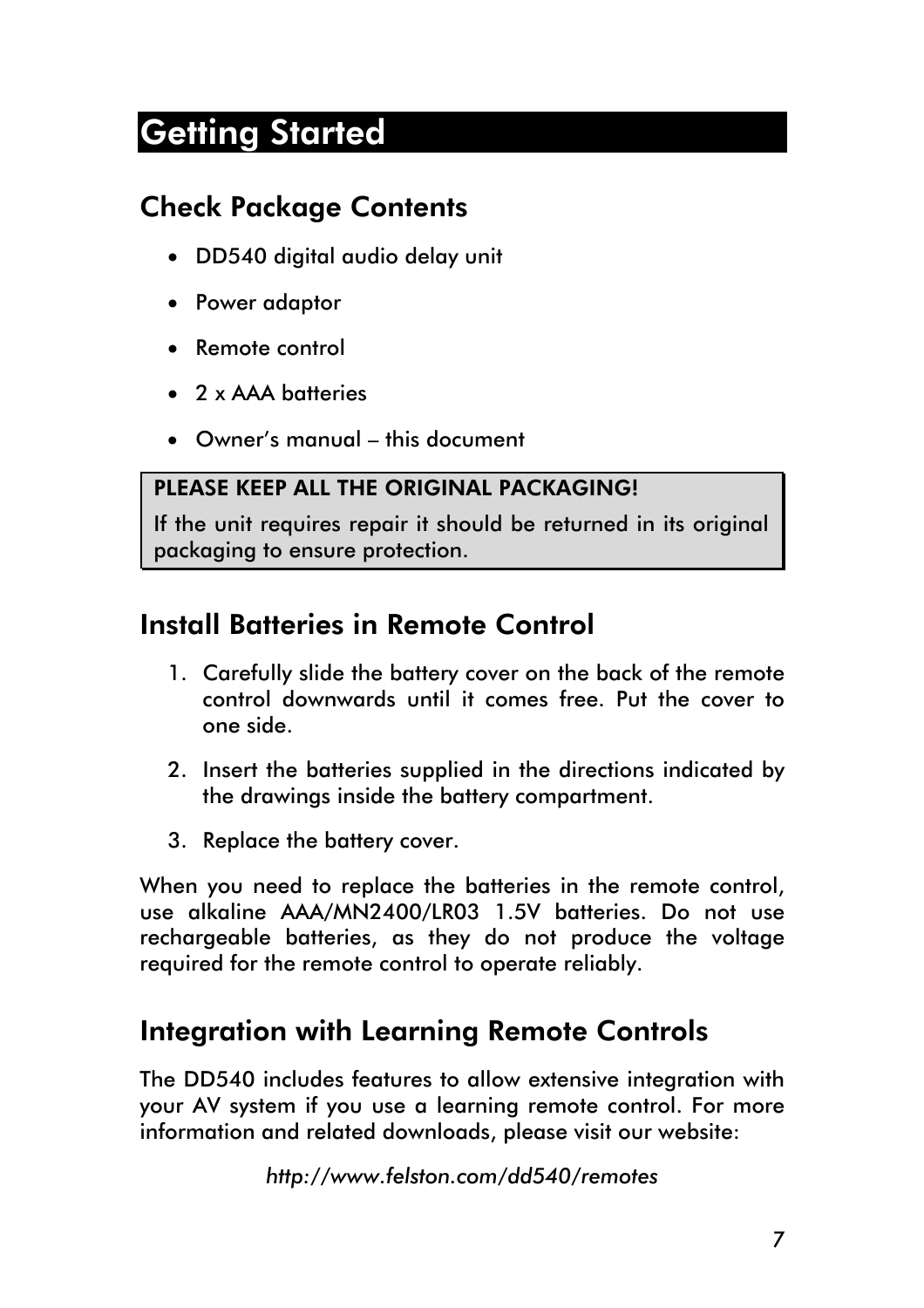# Getting Started

## Check Package Contents

- DD540 digital audio delay unit
- Power adaptor
- Remote control
- 2 x AAA batteries
- Owner's manual – this document

> **PLEASE KEEP ALL THE ORIGINAL PACKAGING!**
>
> If the unit requires repair it should be returned in its original packaging to ensure protection.

## Install Batteries in Remote Control

1. Carefully slide the battery cover on the back of the remote control downwards until it comes free. Put the cover to one side.
2. Insert the batteries supplied in the directions indicated by the drawings inside the battery compartment.
3. Replace the battery cover.

When you need to replace the batteries in the remote control, use alkaline AAA/MN2400/LR03 1.5V batteries. Do not use rechargeable batteries, as they do not produce the voltage required for the remote control to operate reliably.

## Integration with Learning Remote Controls

The DD540 includes features to allow extensive integration with your AV system if you use a learning remote control. For more information and related downloads, please visit our website:

*http://www.felston.com/dd540/remotes*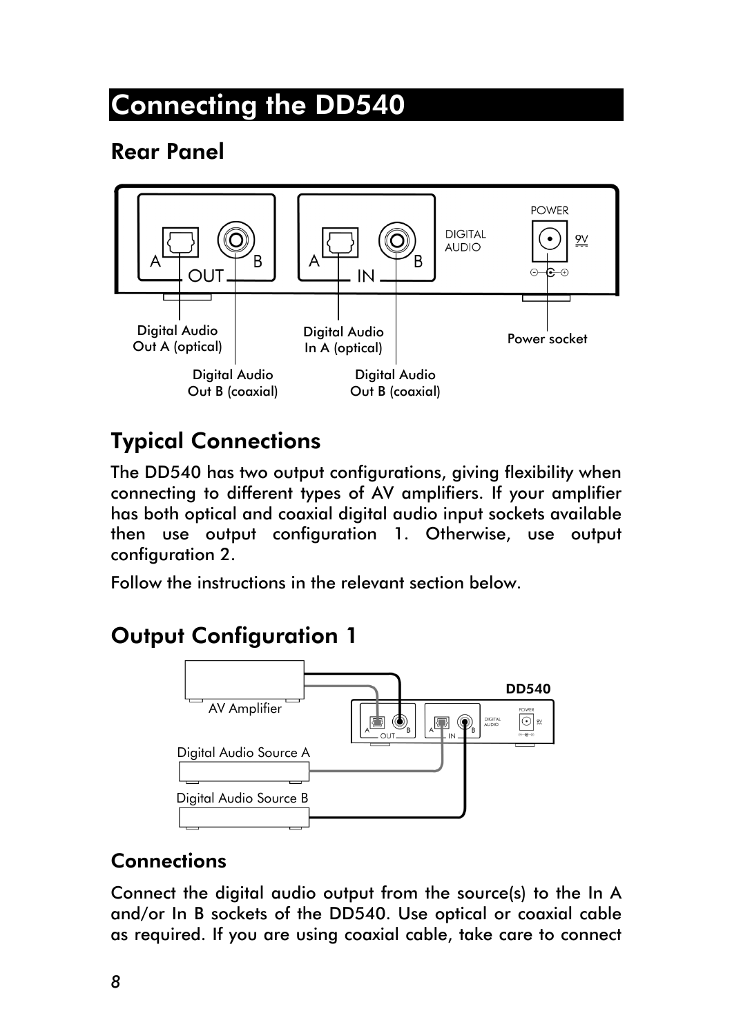# Connecting the DD540

## Rear Panel

## Typical Connections

The DD540 has two output configurations, giving flexibility when connecting to different types of AV amplifiers. If your amplifier has both optical and coaxial digital audio input sockets available then use output configuration 1. Otherwise, use output configuration 2.

Follow the instructions in the relevant section below.

## Output Configuration 1

### Connections

Connect the digital audio output from the source(s) to the In A and/or In B sockets of the DD540. Use optical or coaxial cable as required. If you are using coaxial cable, take care to connect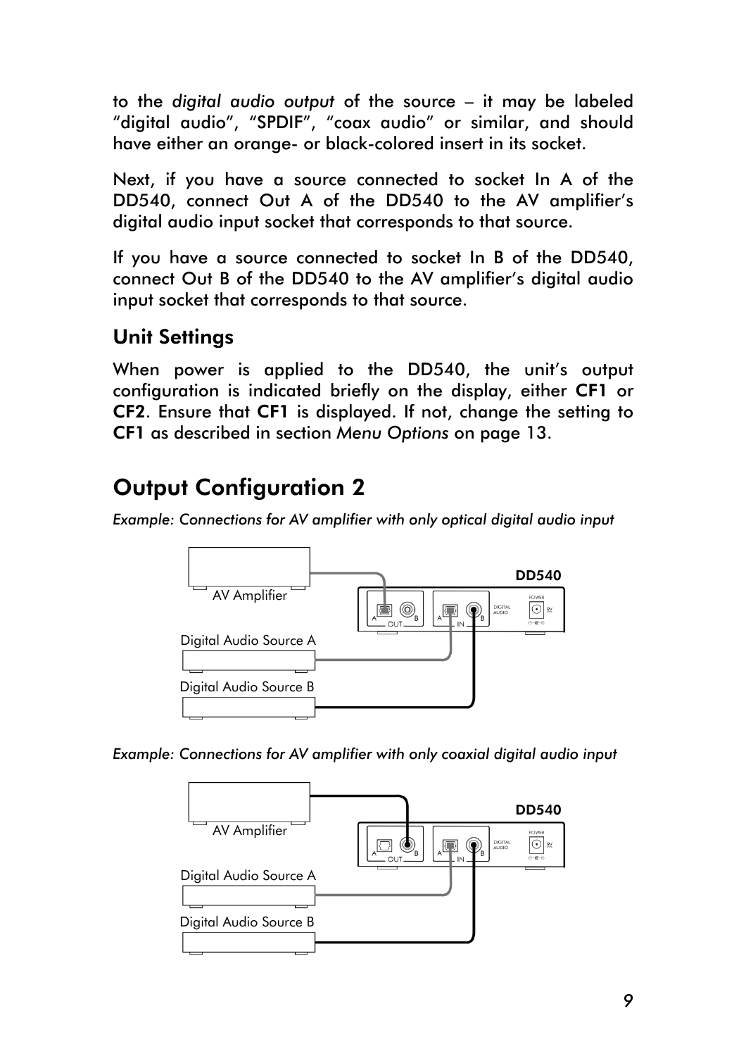to the *digital audio output* of the source – it may be labeled "digital audio", "SPDIF", "coax audio" or similar, and should have either an orange- or black-colored insert in its socket.

Next, if you have a source connected to socket In A of the DD540, connect Out A of the DD540 to the AV amplifier's digital audio input socket that corresponds to that source.

If you have a source connected to socket In B of the DD540, connect Out B of the DD540 to the AV amplifier's digital audio input socket that corresponds to that source.

### Unit Settings

When power is applied to the DD540, the unit's output configuration is indicated briefly on the display, either **CF1** or **CF2**. Ensure that **CF1** is displayed. If not, change the setting to **CF1** as described in section *Menu Options* on page 13.

## Output Configuration 2

*Example: Connections for AV amplifier with only optical digital audio input*

*Example: Connections for AV amplifier with only coaxial digital audio input*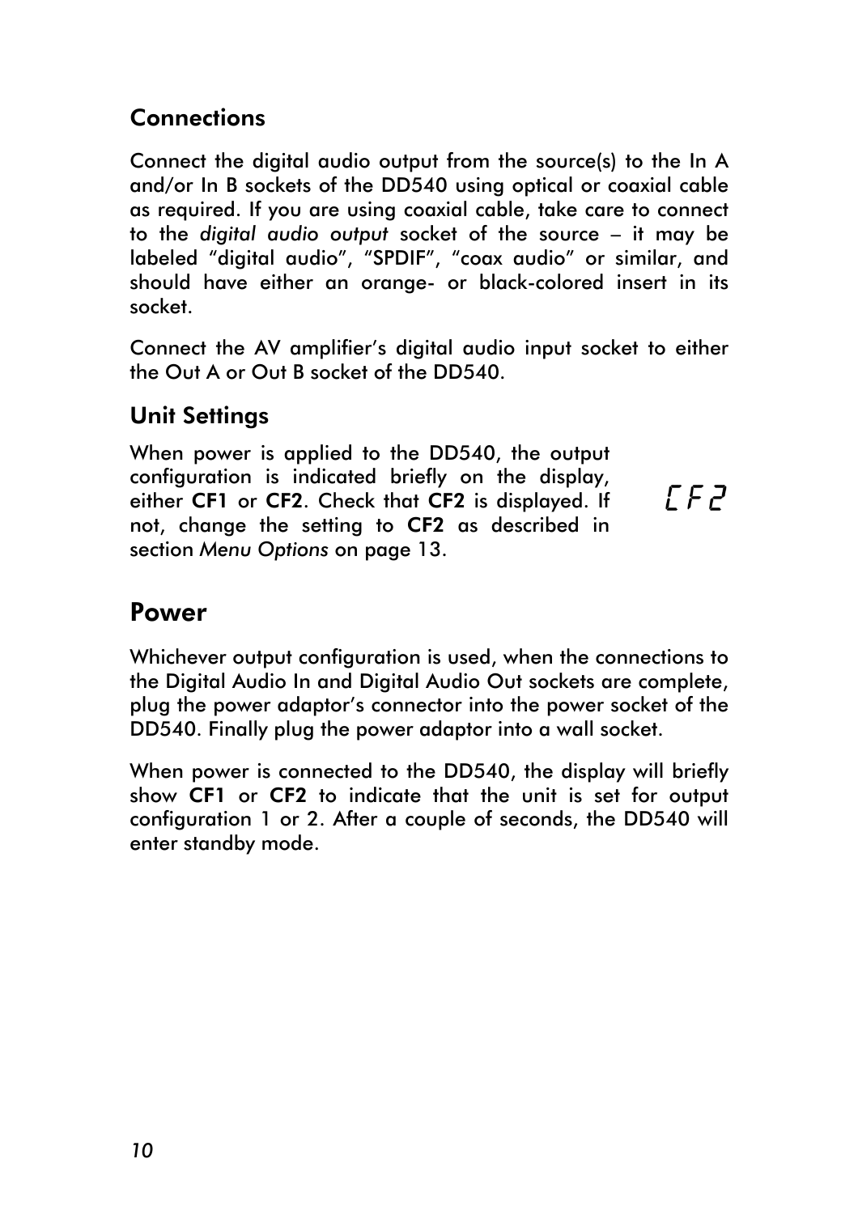### Connections

Connect the digital audio output from the source(s) to the In A and/or In B sockets of the DD540 using optical or coaxial cable as required. If you are using coaxial cable, take care to connect to the *digital audio output* socket of the source – it may be labeled "digital audio", "SPDIF", "coax audio" or similar, and should have either an orange- or black-colored insert in its socket.

Connect the AV amplifier's digital audio input socket to either the Out A or Out B socket of the DD540.

### Unit Settings

When power is applied to the DD540, the output configuration is indicated briefly on the display, either **CF1** or **CF2**. Check that **CF2** is displayed. If not, change the setting to **CF2** as described in section *Menu Options* on page 13.

CF2

## Power

Whichever output configuration is used, when the connections to the Digital Audio In and Digital Audio Out sockets are complete, plug the power adaptor's connector into the power socket of the DD540. Finally plug the power adaptor into a wall socket.

When power is connected to the DD540, the display will briefly show **CF1** or **CF2** to indicate that the unit is set for output configuration 1 or 2. After a couple of seconds, the DD540 will enter standby mode.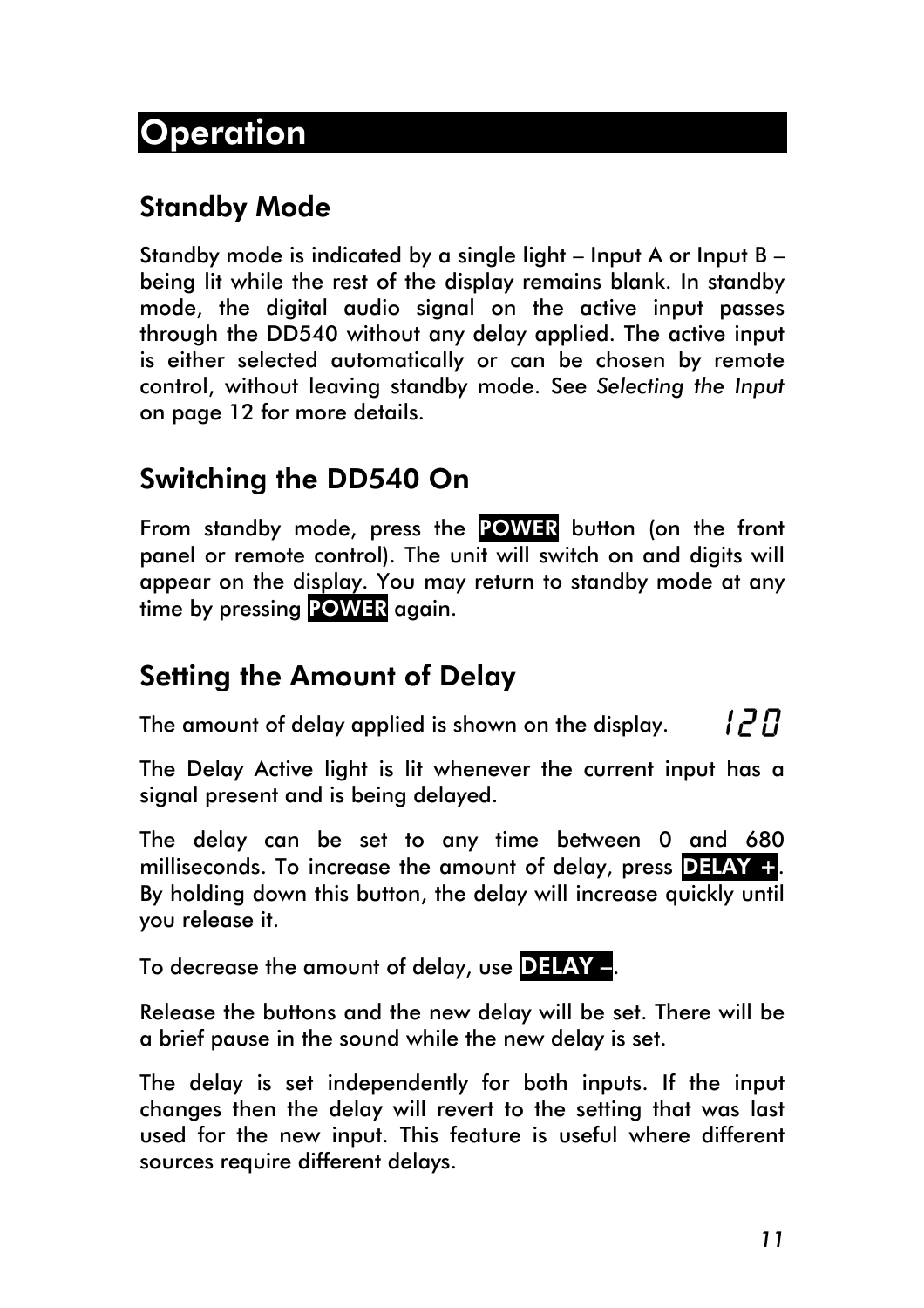# Operation

## Standby Mode

Standby mode is indicated by a single light – Input A or Input B – being lit while the rest of the display remains blank. In standby mode, the digital audio signal on the active input passes through the DD540 without any delay applied. The active input is either selected automatically or can be chosen by remote control, without leaving standby mode. See *Selecting the Input* on page 12 for more details.

## Switching the DD540 On

From standby mode, press the **POWER** button (on the front panel or remote control). The unit will switch on and digits will appear on the display. You may return to standby mode at any time by pressing **POWER** again.

## Setting the Amount of Delay

The amount of delay applied is shown on the display. 120

The Delay Active light is lit whenever the current input has a signal present and is being delayed.

The delay can be set to any time between 0 and 680 milliseconds. To increase the amount of delay, press **DELAY +**. By holding down this button, the delay will increase quickly until you release it.

To decrease the amount of delay, use **DELAY –**.

Release the buttons and the new delay will be set. There will be a brief pause in the sound while the new delay is set.

The delay is set independently for both inputs. If the input changes then the delay will revert to the setting that was last used for the new input. This feature is useful where different sources require different delays.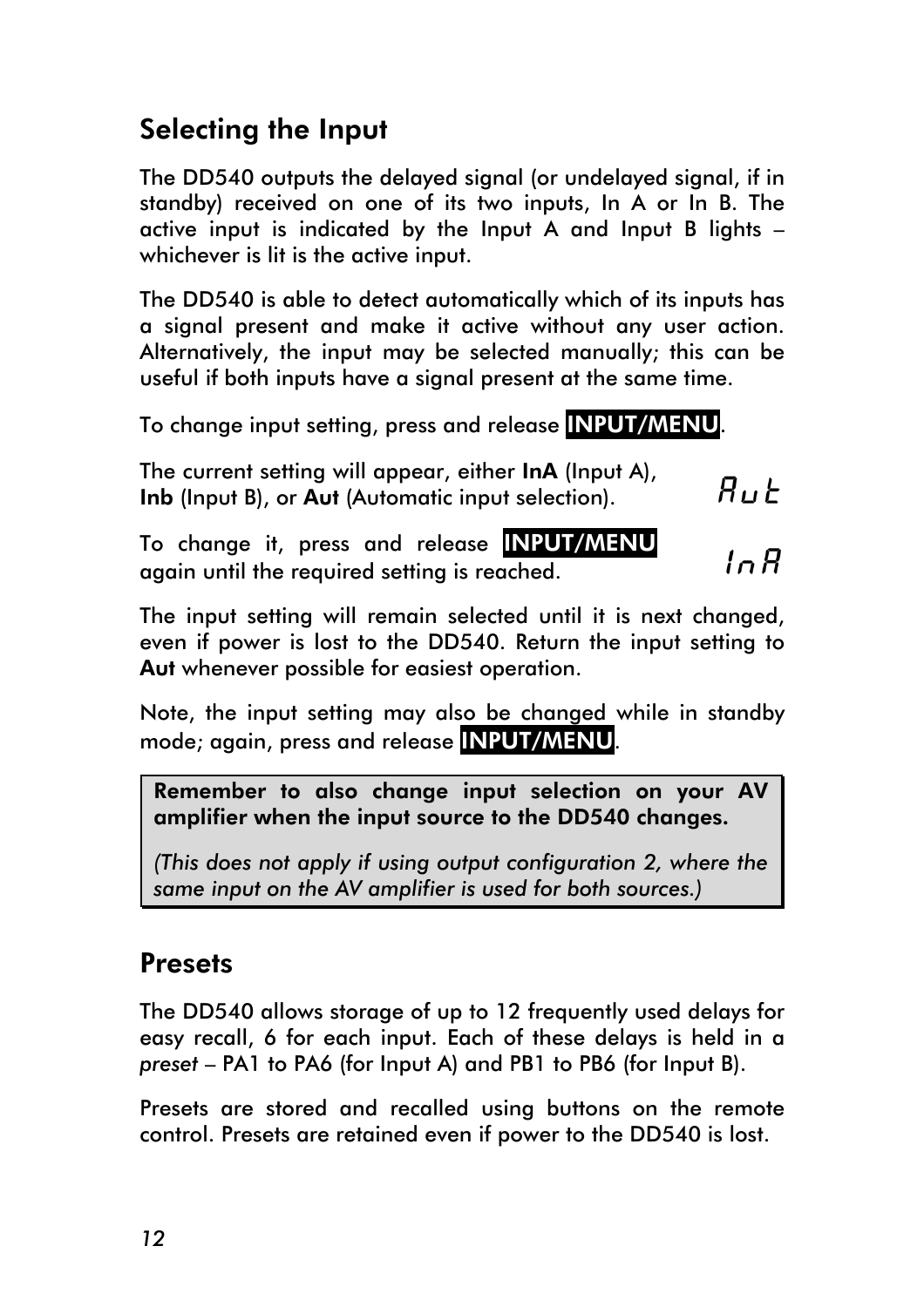## Selecting the Input

The DD540 outputs the delayed signal (or undelayed signal, if in standby) received on one of its two inputs, In A or In B. The active input is indicated by the Input A and Input B lights – whichever is lit is the active input.

The DD540 is able to detect automatically which of its inputs has a signal present and make it active without any user action. Alternatively, the input may be selected manually; this can be useful if both inputs have a signal present at the same time.

To change input setting, press and release **INPUT/MENU**.

The current setting will appear, either **InA** (Input A), **Inb** (Input B), or **Aut** (Automatic input selection). Aut

To change it, press and release **INPUT/MENU** again until the required setting is reached. InA

The input setting will remain selected until it is next changed, even if power is lost to the DD540. Return the input setting to **Aut** whenever possible for easiest operation.

Note, the input setting may also be changed while in standby mode; again, press and release **INPUT/MENU**.

> **Remember to also change input selection on your AV amplifier when the input source to the DD540 changes.**
>
> *(This does not apply if using output configuration 2, where the same input on the AV amplifier is used for both sources.)*

## Presets

The DD540 allows storage of up to 12 frequently used delays for easy recall, 6 for each input. Each of these delays is held in a *preset* – PA1 to PA6 (for Input A) and PB1 to PB6 (for Input B).

Presets are stored and recalled using buttons on the remote control. Presets are retained even if power to the DD540 is lost.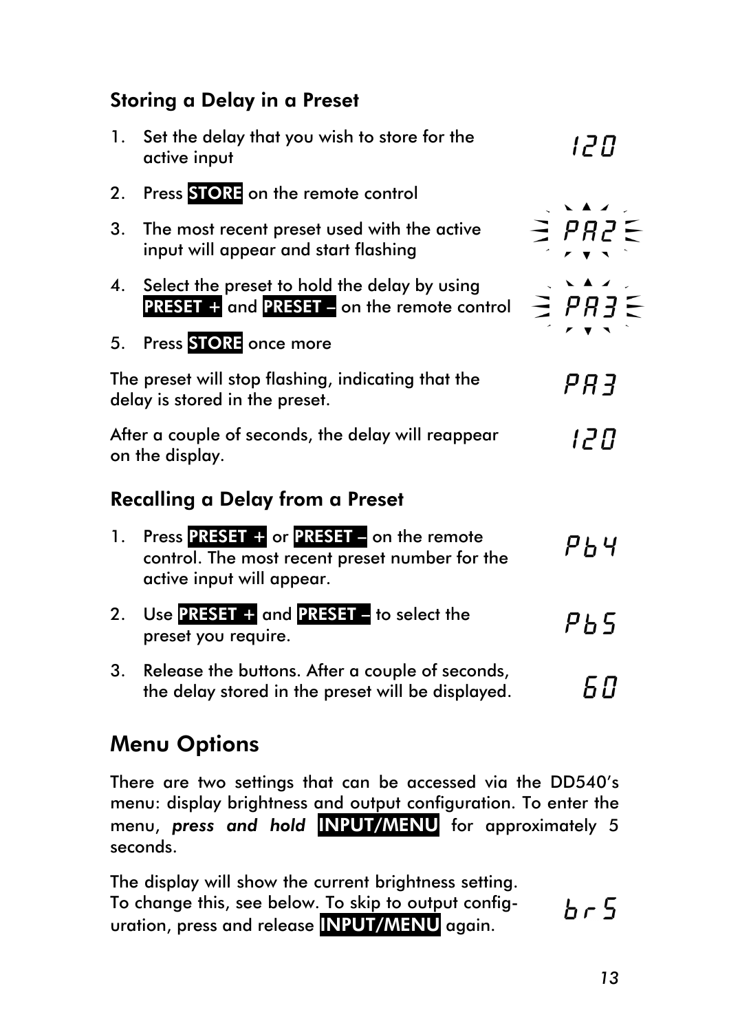### Storing a Delay in a Preset

1. Set the delay that you wish to store for the active input — 120
2. Press **STORE** on the remote control
3. The most recent preset used with the active input will appear and start flashing — PA2
4. Select the preset to hold the delay by using **PRESET +** and **PRESET –** on the remote control — PA3
5. Press **STORE** once more

The preset will stop flashing, indicating that the delay is stored in the preset. — PA3

After a couple of seconds, the delay will reappear on the display. — 120

### Recalling a Delay from a Preset

1. Press **PRESET +** or **PRESET –** on the remote control. The most recent preset number for the active input will appear. — Pb4
2. Use **PRESET +** and **PRESET –** to select the preset you require. — Pb5
3. Release the buttons. After a couple of seconds, the delay stored in the preset will be displayed. — 60

## Menu Options

There are two settings that can be accessed via the DD540's menu: display brightness and output configuration. To enter the menu, ***press and hold*** **INPUT/MENU** for approximately 5 seconds.

The display will show the current brightness setting. To change this, see below. To skip to output configuration, press and release **INPUT/MENU** again. — br5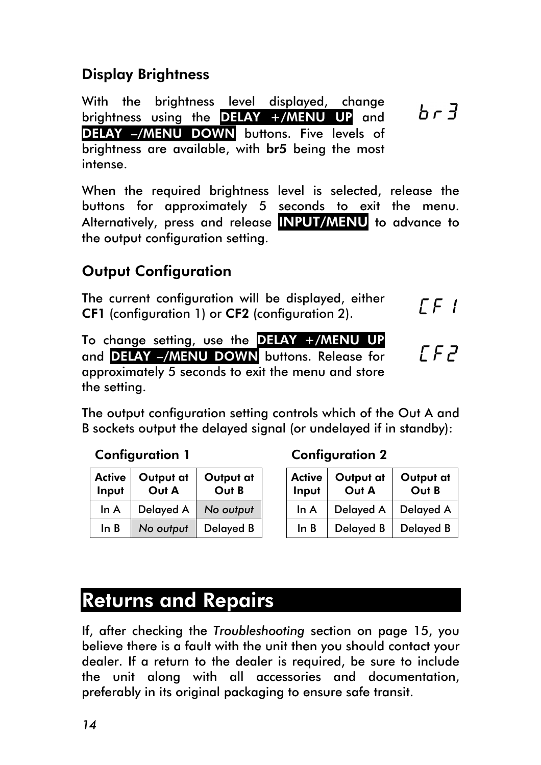### Display Brightness

With the brightness level displayed, change brightness using the **DELAY +/MENU UP** and **DELAY –/MENU DOWN** buttons. Five levels of brightness are available, with **br5** being the most intense.

br 3

When the required brightness level is selected, release the buttons for approximately 5 seconds to exit the menu. Alternatively, press and release **INPUT/MENU** to advance to the output configuration setting.

### Output Configuration

The current configuration will be displayed, either **CF1** (configuration 1) or **CF2** (configuration 2).

CF 1

To change setting, use the **DELAY +/MENU UP** and **DELAY –/MENU DOWN** buttons. Release for approximately 5 seconds to exit the menu and store the setting.

CF2

The output configuration setting controls which of the Out A and B sockets output the delayed signal (or undelayed if in standby):

**Configuration 1**

| Active Input | Output at Out A | Output at Out B |
|---|---|---|
| In A | Delayed A | *No output* |
| In B | *No output* | Delayed B |

**Configuration 2**

| Active Input | Output at Out A | Output at Out B |
|---|---|---|
| In A | Delayed A | Delayed A |
| In B | Delayed B | Delayed B |

## Returns and Repairs

If, after checking the *Troubleshooting* section on page 15, you believe there is a fault with the unit then you should contact your dealer. If a return to the dealer is required, be sure to include the unit along with all accessories and documentation, preferably in its original packaging to ensure safe transit.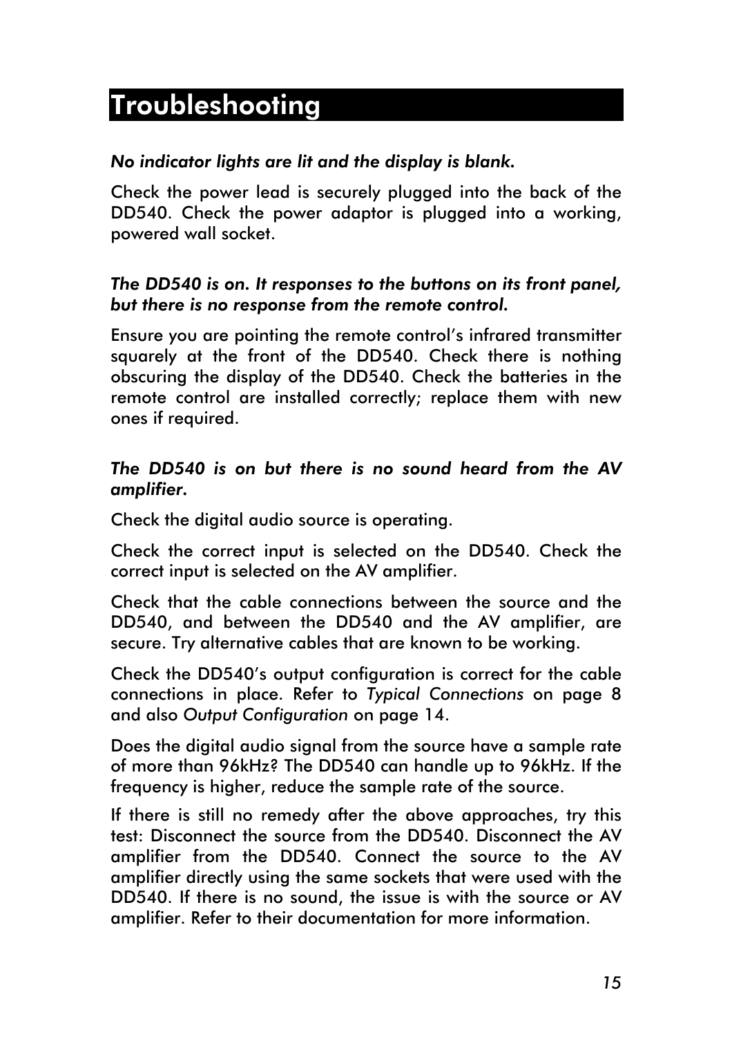# Troubleshooting

*No indicator lights are lit and the display is blank.*

Check the power lead is securely plugged into the back of the DD540. Check the power adaptor is plugged into a working, powered wall socket.

*The DD540 is on. It responses to the buttons on its front panel, but there is no response from the remote control.*

Ensure you are pointing the remote control's infrared transmitter squarely at the front of the DD540. Check there is nothing obscuring the display of the DD540. Check the batteries in the remote control are installed correctly; replace them with new ones if required.

*The DD540 is on but there is no sound heard from the AV amplifier.*

Check the digital audio source is operating.

Check the correct input is selected on the DD540. Check the correct input is selected on the AV amplifier.

Check that the cable connections between the source and the DD540, and between the DD540 and the AV amplifier, are secure. Try alternative cables that are known to be working.

Check the DD540's output configuration is correct for the cable connections in place. Refer to *Typical Connections* on page 8 and also *Output Configuration* on page 14.

Does the digital audio signal from the source have a sample rate of more than 96kHz? The DD540 can handle up to 96kHz. If the frequency is higher, reduce the sample rate of the source.

If there is still no remedy after the above approaches, try this test: Disconnect the source from the DD540. Disconnect the AV amplifier from the DD540. Connect the source to the AV amplifier directly using the same sockets that were used with the DD540. If there is no sound, the issue is with the source or AV amplifier. Refer to their documentation for more information.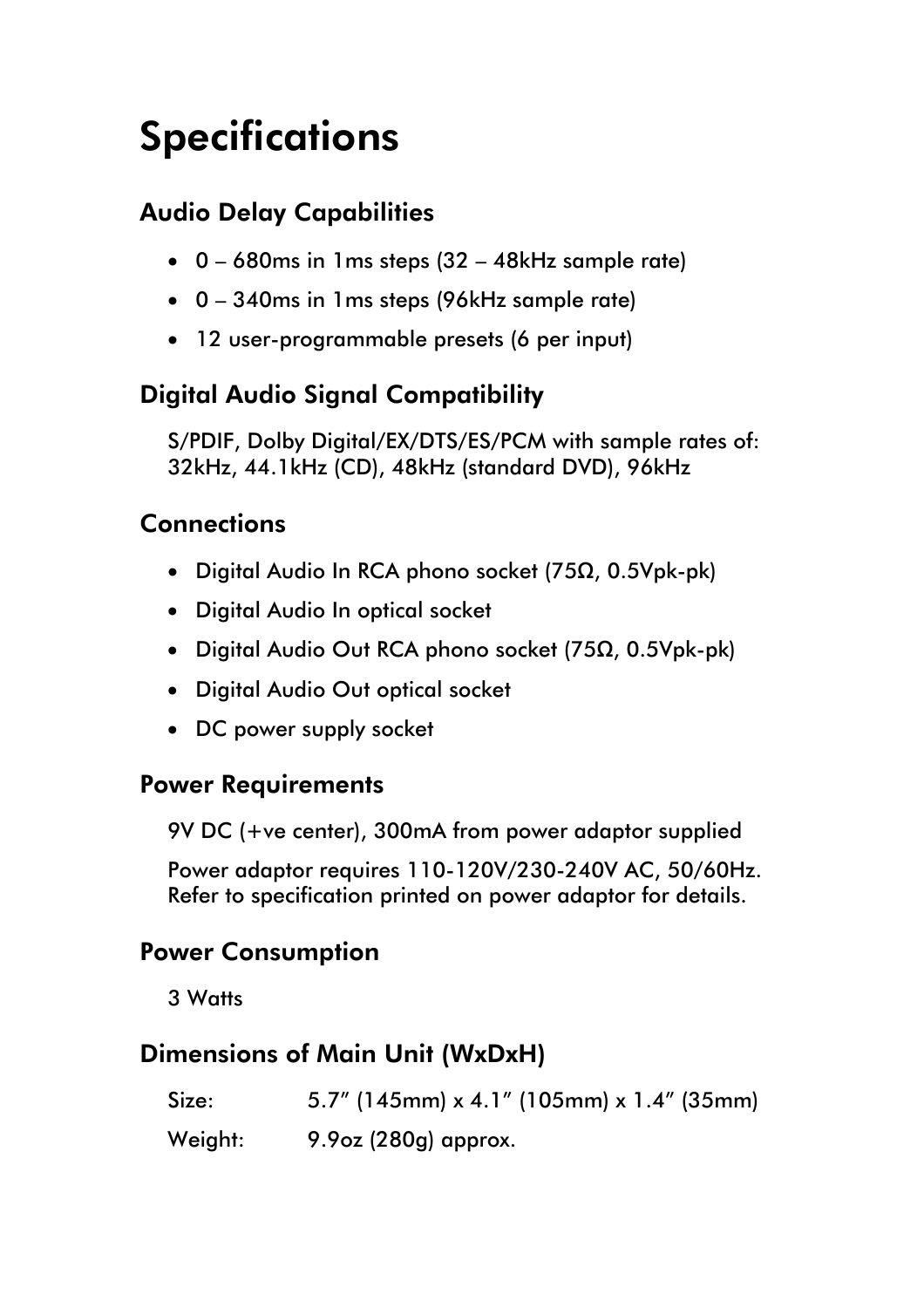# Specifications

## Audio Delay Capabilities

- 0 – 680ms in 1ms steps (32 – 48kHz sample rate)
- 0 – 340ms in 1ms steps (96kHz sample rate)
- 12 user-programmable presets (6 per input)

## Digital Audio Signal Compatibility

S/PDIF, Dolby Digital/EX/DTS/ES/PCM with sample rates of: 32kHz, 44.1kHz (CD), 48kHz (standard DVD), 96kHz

## Connections

- Digital Audio In RCA phono socket (75Ω, 0.5Vpk-pk)
- Digital Audio In optical socket
- Digital Audio Out RCA phono socket (75Ω, 0.5Vpk-pk)
- Digital Audio Out optical socket
- DC power supply socket

## Power Requirements

9V DC (+ve center), 300mA from power adaptor supplied

Power adaptor requires 110-120V/230-240V AC, 50/60Hz. Refer to specification printed on power adaptor for details.

## Power Consumption

3 Watts

## Dimensions of Main Unit (WxDxH)

| | |
|---|---|
| Size: | 5.7″ (145mm) x 4.1″ (105mm) x 1.4″ (35mm) |
| Weight: | 9.9oz (280g) approx. |